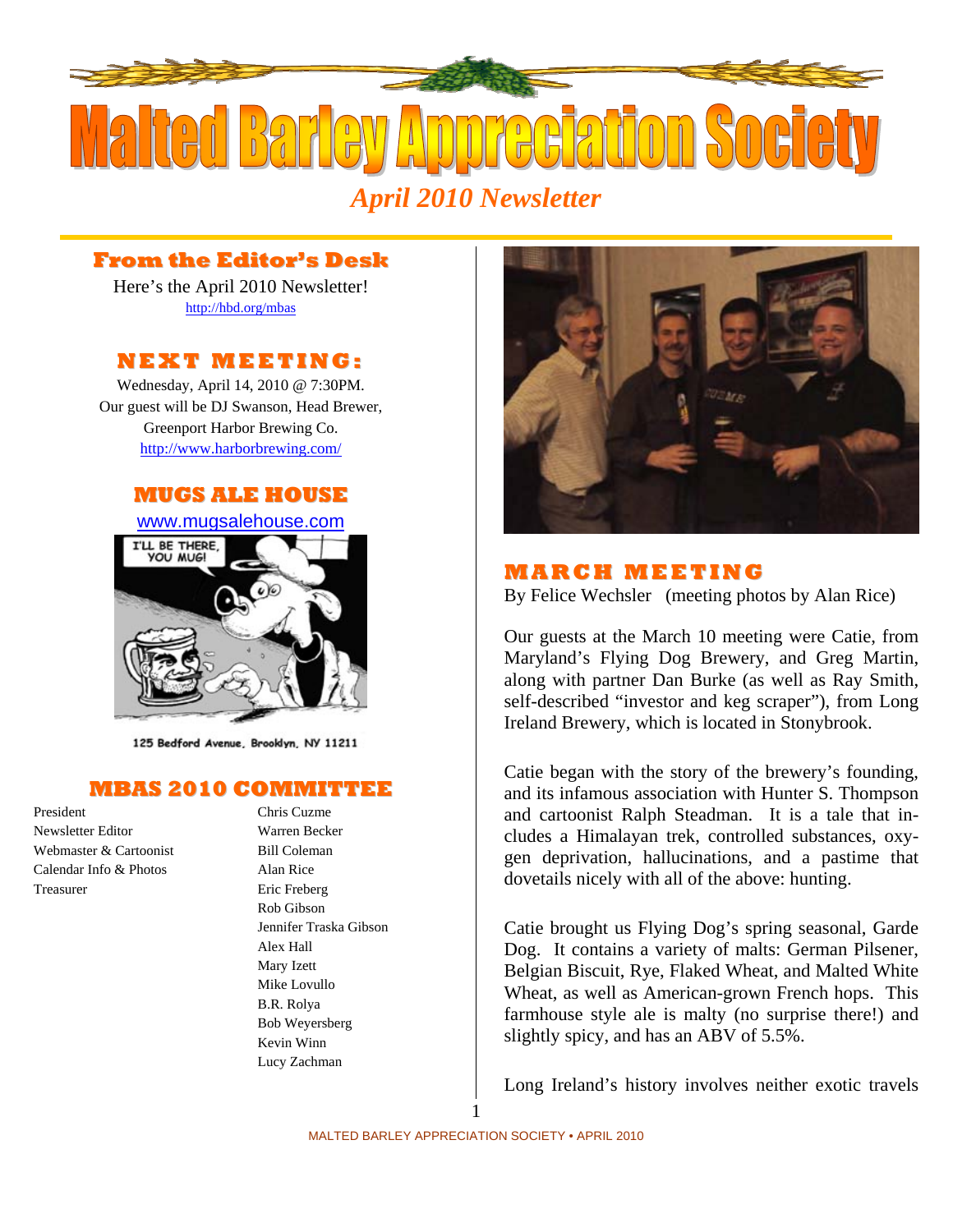# Malted Barley Appreciation Society

*April 2010 Newsletter*

## From the Editor's Desk

Here's the April 2010 Newsletter!

http://hbd.org/mbas

## NEXT MEETING:

Wednesday, April 14, 2010 @ 7:30PM.
Our guest will be DJ Swanson, Head Brewer, Greenport Harbor Brewing Co.
http://www.harborbrewing.com/

## MUGS ALE HOUSE

www.mugsalehouse.com

I'LL BE THERE, YOU MUG!

125 Bedford Avenue, Brooklyn, NY 11211

## MBAS 2010 COMMITTEE

| | |
|---|---|
| President | Chris Cuzme |
| Newsletter Editor | Warren Becker |
| Webmaster & Cartoonist | Bill Coleman |
| Calendar Info & Photos | Alan Rice |
| Treasurer | Eric Freberg |
| | Rob Gibson |
| | Jennifer Traska Gibson |
| | Alex Hall |
| | Mary Izett |
| | Mike Lovullo |
| | B.R. Rolya |
| | Bob Weyersberg |
| | Kevin Winn |
| | Lucy Zachman |

## MARCH MEETING

By Felice Wechsler (meeting photos by Alan Rice)

Our guests at the March 10 meeting were Catie, from Maryland's Flying Dog Brewery, and Greg Martin, along with partner Dan Burke (as well as Ray Smith, self-described "investor and keg scraper"), from Long Ireland Brewery, which is located in Stonybrook.

Catie began with the story of the brewery's founding, and its infamous association with Hunter S. Thompson and cartoonist Ralph Steadman. It is a tale that includes a Himalayan trek, controlled substances, oxygen deprivation, hallucinations, and a pastime that dovetails nicely with all of the above: hunting.

Catie brought us Flying Dog's spring seasonal, Garde Dog. It contains a variety of malts: German Pilsener, Belgian Biscuit, Rye, Flaked Wheat, and Malted White Wheat, as well as American-grown French hops. This farmhouse style ale is malty (no surprise there!) and slightly spicy, and has an ABV of 5.5%.

Long Ireland's history involves neither exotic travels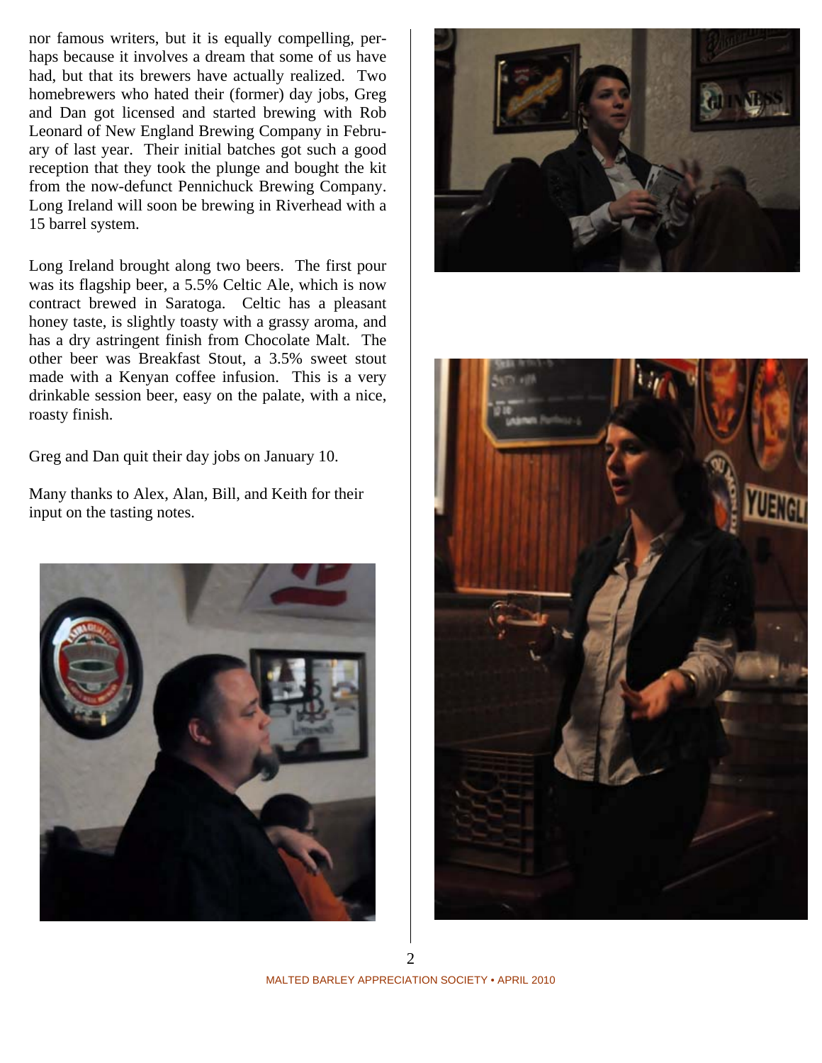nor famous writers, but it is equally compelling, perhaps because it involves a dream that some of us have had, but that its brewers have actually realized. Two homebrewers who hated their (former) day jobs, Greg and Dan got licensed and started brewing with Rob Leonard of New England Brewing Company in February of last year. Their initial batches got such a good reception that they took the plunge and bought the kit from the now-defunct Pennichuck Brewing Company. Long Ireland will soon be brewing in Riverhead with a 15 barrel system.

Long Ireland brought along two beers. The first pour was its flagship beer, a 5.5% Celtic Ale, which is now contract brewed in Saratoga. Celtic has a pleasant honey taste, is slightly toasty with a grassy aroma, and has a dry astringent finish from Chocolate Malt. The other beer was Breakfast Stout, a 3.5% sweet stout made with a Kenyan coffee infusion. This is a very drinkable session beer, easy on the palate, with a nice, roasty finish.

Greg and Dan quit their day jobs on January 10.

Many thanks to Alex, Alan, Bill, and Keith for their input on the tasting notes.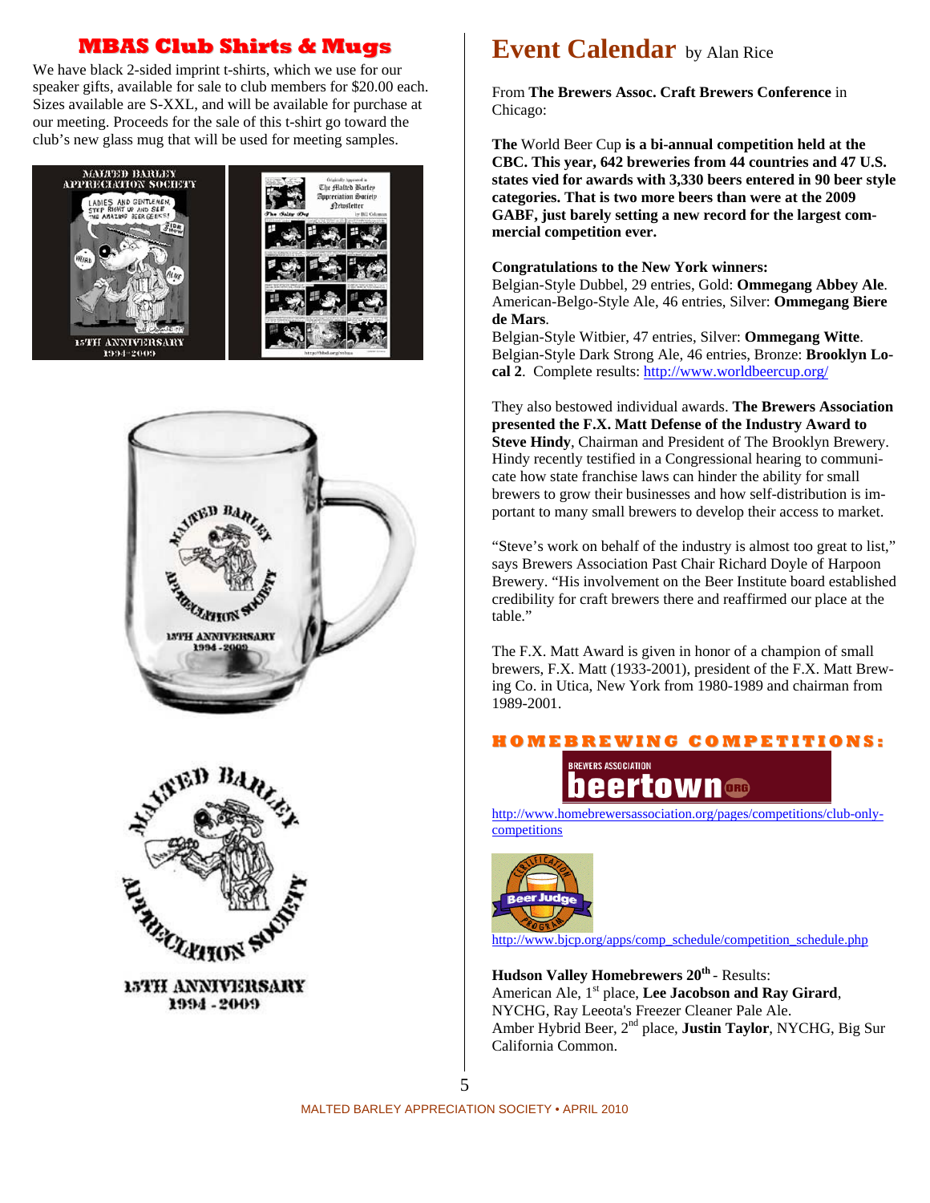## MBAS Club Shirts & Mugs

We have black 2-sided imprint t-shirts, which we use for our speaker gifts, available for sale to club members for $20.00 each. Sizes available are S-XXL, and will be available for purchase at our meeting. Proceeds for the sale of this t-shirt go toward the club's new glass mug that will be used for meeting samples.

# Event Calendar by Alan Rice

From **The Brewers Assoc. Craft Brewers Conference** in Chicago:

**The** World Beer Cup **is a bi-annual competition held at the CBC. This year, 642 breweries from 44 countries and 47 U.S. states vied for awards with 3,330 beers entered in 90 beer style categories. That is two more beers than were at the 2009 GABF, just barely setting a new record for the largest commercial competition ever.**

**Congratulations to the New York winners:**
Belgian-Style Dubbel, 29 entries, Gold: **Ommegang Abbey Ale**.
American-Belgo-Style Ale, 46 entries, Silver: **Ommegang Biere de Mars**.
Belgian-Style Witbier, 47 entries, Silver: **Ommegang Witte**.
Belgian-Style Dark Strong Ale, 46 entries, Bronze: **Brooklyn Local 2**. Complete results: http://www.worldbeercup.org/

They also bestowed individual awards. **The Brewers Association presented the F.X. Matt Defense of the Industry Award to Steve Hindy**, Chairman and President of The Brooklyn Brewery. Hindy recently testified in a Congressional hearing to communicate how state franchise laws can hinder the ability for small brewers to grow their businesses and how self-distribution is important to many small brewers to develop their access to market.

"Steve's work on behalf of the industry is almost too great to list," says Brewers Association Past Chair Richard Doyle of Harpoon Brewery. "His involvement on the Beer Institute board established credibility for craft brewers there and reaffirmed our place at the table."

The F.X. Matt Award is given in honor of a champion of small brewers, F.X. Matt (1933-2001), president of the F.X. Matt Brewing Co. in Utica, New York from 1980-1989 and chairman from 1989-2001.

## HOMEBREWING COMPETITIONS:

http://www.homebrewersassociation.org/pages/competitions/club-only-competitions

http://www.bjcp.org/apps/comp_schedule/competition_schedule.php

**Hudson Valley Homebrewers 20th** - Results:
American Ale, 1st place, **Lee Jacobson and Ray Girard**, NYCHG, Ray Leeota's Freezer Cleaner Pale Ale.
Amber Hybrid Beer, 2nd place, **Justin Taylor**, NYCHG, Big Sur California Common.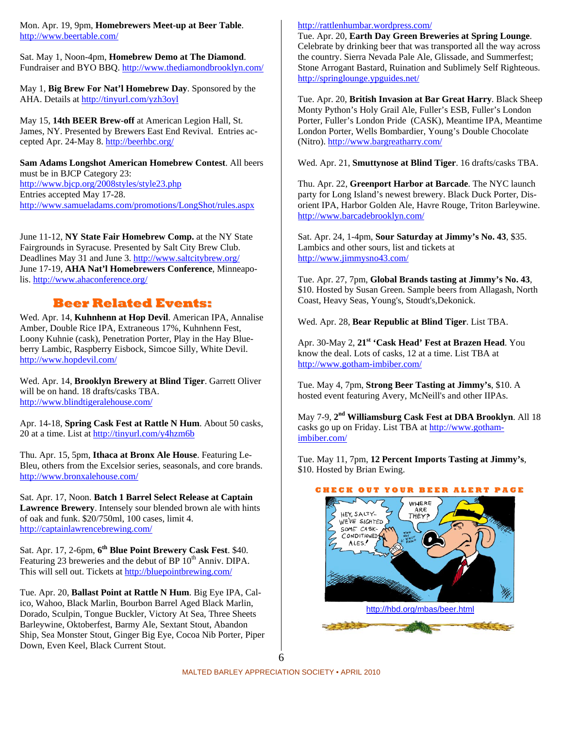Mon. Apr. 19, 9pm, **Homebrewers Meet-up at Beer Table**. http://www.beertable.com/

Sat. May 1, Noon-4pm, **Homebrew Demo at The Diamond**. Fundraiser and BYO BBQ. http://www.thediamondbrooklyn.com/

May 1, **Big Brew For Nat'l Homebrew Day**. Sponsored by the AHA. Details at http://tinyurl.com/yzh3oyl

May 15, **14th BEER Brew-off** at American Legion Hall, St. James, NY. Presented by Brewers East End Revival. Entries accepted Apr. 24-May 8. http://beerhbc.org/

**Sam Adams Longshot American Homebrew Contest**. All beers must be in BJCP Category 23: http://www.bjcp.org/2008styles/style23.php
Entries accepted May 17-28.
http://www.samueladams.com/promotions/LongShot/rules.aspx

June 11-12, **NY State Fair Homebrew Comp.** at the NY State Fairgrounds in Syracuse. Presented by Salt City Brew Club. Deadlines May 31 and June 3. http://www.saltcitybrew.org/
June 17-19, **AHA Nat'l Homebrewers Conference**, Minneapolis. http://www.ahaconference.org/

## Beer Related Events:

Wed. Apr. 14, **Kuhnhenn at Hop Devil**. American IPA, Annalise Amber, Double Rice IPA, Extraneous 17%, Kuhnhenn Fest, Loony Kuhnie (cask), Penetration Porter, Play in the Hay Blueberry Lambic, Raspberry Eisbock, Simcoe Silly, White Devil. http://www.hopdevil.com/

Wed. Apr. 14, **Brooklyn Brewery at Blind Tiger**. Garrett Oliver will be on hand. 18 drafts/casks TBA. http://www.blindtigeralehouse.com/

Apr. 14-18, **Spring Cask Fest at Rattle N Hum**. About 50 casks, 20 at a time. List at http://tinyurl.com/y4hzm6b

Thu. Apr. 15, 5pm, **Ithaca at Bronx Ale House**. Featuring LeBleu, others from the Excelsior series, seasonals, and core brands. http://www.bronxalehouse.com/

Sat. Apr. 17, Noon. **Batch 1 Barrel Select Release at Captain Lawrence Brewery**. Intensely sour blended brown ale with hints of oak and funk. $20/750ml, 100 cases, limit 4. http://captainlawrencebrewing.com/

Sat. Apr. 17, 2-6pm, **6th Blue Point Brewery Cask Fest**. $40. Featuring 23 breweries and the debut of BP 10th Anniv. DIPA. This will sell out. Tickets at http://bluepointbrewing.com/

Tue. Apr. 20, **Ballast Point at Rattle N Hum**. Big Eye IPA, Calico, Wahoo, Black Marlin, Bourbon Barrel Aged Black Marlin, Dorado, Sculpin, Tongue Buckler, Victory At Sea, Three Sheets Barleywine, Oktoberfest, Barmy Ale, Sextant Stout, Abandon Ship, Sea Monster Stout, Ginger Big Eye, Cocoa Nib Porter, Piper Down, Even Keel, Black Current Stout.
http://rattlenhumbar.wordpress.com/

Tue. Apr. 20, **Earth Day Green Breweries at Spring Lounge**. Celebrate by drinking beer that was transported all the way across the country. Sierra Nevada Pale Ale, Glissade, and Summerfest; Stone Arrogant Bastard, Ruination and Sublimely Self Righteous. http://springlounge.ypguides.net/

Tue. Apr. 20, **British Invasion at Bar Great Harry**. Black Sheep Monty Python's Holy Grail Ale, Fuller's ESB, Fuller's London Porter, Fuller's London Pride (CASK), Meantime IPA, Meantime London Porter, Wells Bombardier, Young's Double Chocolate (Nitro). http://www.bargreatharry.com/

Wed. Apr. 21, **Smuttynose at Blind Tiger**. 16 drafts/casks TBA.

Thu. Apr. 22, **Greenport Harbor at Barcade**. The NYC launch party for Long Island's newest brewery. Black Duck Porter, Disorient IPA, Harbor Golden Ale, Havre Rouge, Triton Barleywine. http://www.barcadebrooklyn.com/

Sat. Apr. 24, 1-4pm, **Sour Saturday at Jimmy's No. 43**, $35. Lambics and other sours, list and tickets at http://www.jimmysno43.com/

Tue. Apr. 27, 7pm, **Global Brands tasting at Jimmy's No. 43**, $10. Hosted by Susan Green. Sample beers from Allagash, North Coast, Heavy Seas, Young's, Stoudt's,Dekonick.

Wed. Apr. 28, **Bear Republic at Blind Tiger**. List TBA.

Apr. 30-May 2, **21st 'Cask Head' Fest at Brazen Head**. You know the deal. Lots of casks, 12 at a time. List TBA at http://www.gotham-imbiber.com/

Tue. May 4, 7pm, **Strong Beer Tasting at Jimmy's**, $10. A hosted event featuring Avery, McNeill's and other IIPAs.

May 7-9, **2nd Williamsburg Cask Fest at DBA Brooklyn**. All 18 casks go up on Friday. List TBA at http://www.gotham-imbiber.com/

Tue. May 11, 7pm, **12 Percent Imports Tasting at Jimmy's**, $10. Hosted by Brian Ewing.

**CHECK OUT YOUR BEER ALERT PAGE**

http://hbd.org/mbas/beer.html